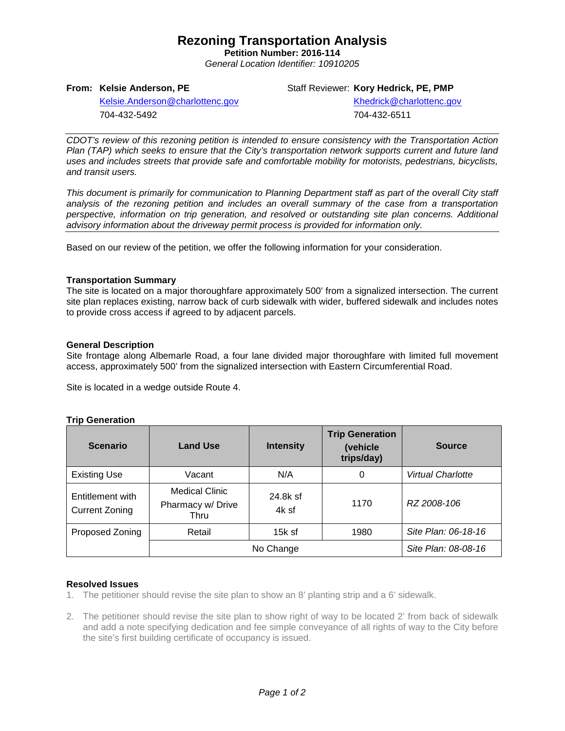# Rezoning Transportation Analysis

**Petition Number: 2016-114**

*General Location Identifier: 10910205*

**From: Kelsie Anderson, PE**
Kelsie.Anderson@charlottenc.gov
704-432-5492

Staff Reviewer: **Kory Hedrick, PE, PMP**
Khedrick@charlottenc.gov
704-432-6511

---

*CDOT's review of this rezoning petition is intended to ensure consistency with the Transportation Action Plan (TAP) which seeks to ensure that the City's transportation network supports current and future land uses and includes streets that provide safe and comfortable mobility for motorists, pedestrians, bicyclists, and transit users.*

*This document is primarily for communication to Planning Department staff as part of the overall City staff analysis of the rezoning petition and includes an overall summary of the case from a transportation perspective, information on trip generation, and resolved or outstanding site plan concerns. Additional advisory information about the driveway permit process is provided for information only.*

---

Based on our review of the petition, we offer the following information for your consideration.

### Transportation Summary

The site is located on a major thoroughfare approximately 500' from a signalized intersection. The current site plan replaces existing, narrow back of curb sidewalk with wider, buffered sidewalk and includes notes to provide cross access if agreed to by adjacent parcels.

### General Description

Site frontage along Albemarle Road, a four lane divided major thoroughfare with limited full movement access, approximately 500' from the signalized intersection with Eastern Circumferential Road.

Site is located in a wedge outside Route 4.

### Trip Generation

| Scenario | Land Use | Intensity | Trip Generation (vehicle trips/day) | Source |
|---|---|---|---|---|
| Existing Use | Vacant | N/A | 0 | *Virtual Charlotte* |
| Entitlement with Current Zoning | Medical Clinic<br>Pharmacy w/ Drive Thru | 24.8k sf<br>4k sf | 1170 | *RZ 2008-106* |
| Proposed Zoning | Retail | 15k sf | 1980 | *Site Plan: 06-18-16* |
| | No Change | | | *Site Plan: 08-08-16* |

### Resolved Issues

1. The petitioner should revise the site plan to show an 8' planting strip and a 6' sidewalk.
2. The petitioner should revise the site plan to show right of way to be located 2' from back of sidewalk and add a note specifying dedication and fee simple conveyance of all rights of way to the City before the site's first building certificate of occupancy is issued.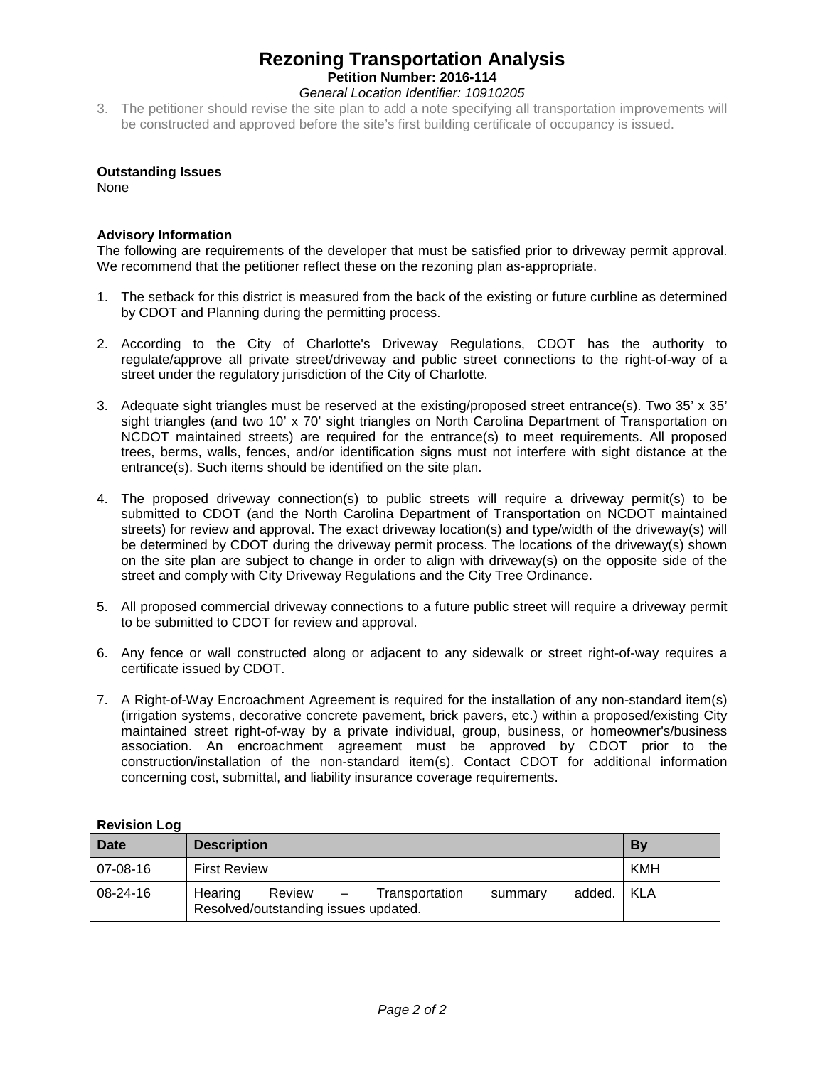# Rezoning Transportation Analysis

**Petition Number: 2016-114**

*General Location Identifier: 10910205*

3. The petitioner should revise the site plan to add a note specifying all transportation improvements will be constructed and approved before the site's first building certificate of occupancy is issued.

**Outstanding Issues**

None

**Advisory Information**

The following are requirements of the developer that must be satisfied prior to driveway permit approval. We recommend that the petitioner reflect these on the rezoning plan as-appropriate.

1. The setback for this district is measured from the back of the existing or future curbline as determined by CDOT and Planning during the permitting process.

2. According to the City of Charlotte's Driveway Regulations, CDOT has the authority to regulate/approve all private street/driveway and public street connections to the right-of-way of a street under the regulatory jurisdiction of the City of Charlotte.

3. Adequate sight triangles must be reserved at the existing/proposed street entrance(s). Two 35' x 35' sight triangles (and two 10' x 70' sight triangles on North Carolina Department of Transportation on NCDOT maintained streets) are required for the entrance(s) to meet requirements. All proposed trees, berms, walls, fences, and/or identification signs must not interfere with sight distance at the entrance(s). Such items should be identified on the site plan.

4. The proposed driveway connection(s) to public streets will require a driveway permit(s) to be submitted to CDOT (and the North Carolina Department of Transportation on NCDOT maintained streets) for review and approval. The exact driveway location(s) and type/width of the driveway(s) will be determined by CDOT during the driveway permit process. The locations of the driveway(s) shown on the site plan are subject to change in order to align with driveway(s) on the opposite side of the street and comply with City Driveway Regulations and the City Tree Ordinance.

5. All proposed commercial driveway connections to a future public street will require a driveway permit to be submitted to CDOT for review and approval.

6. Any fence or wall constructed along or adjacent to any sidewalk or street right-of-way requires a certificate issued by CDOT.

7. A Right-of-Way Encroachment Agreement is required for the installation of any non-standard item(s) (irrigation systems, decorative concrete pavement, brick pavers, etc.) within a proposed/existing City maintained street right-of-way by a private individual, group, business, or homeowner's/business association. An encroachment agreement must be approved by CDOT prior to the construction/installation of the non-standard item(s). Contact CDOT for additional information concerning cost, submittal, and liability insurance coverage requirements.

**Revision Log**

| Date | Description | By |
|---|---|---|
| 07-08-16 | First Review | KMH |
| 08-24-16 | Hearing Review – Transportation summary added. Resolved/outstanding issues updated. | KLA |